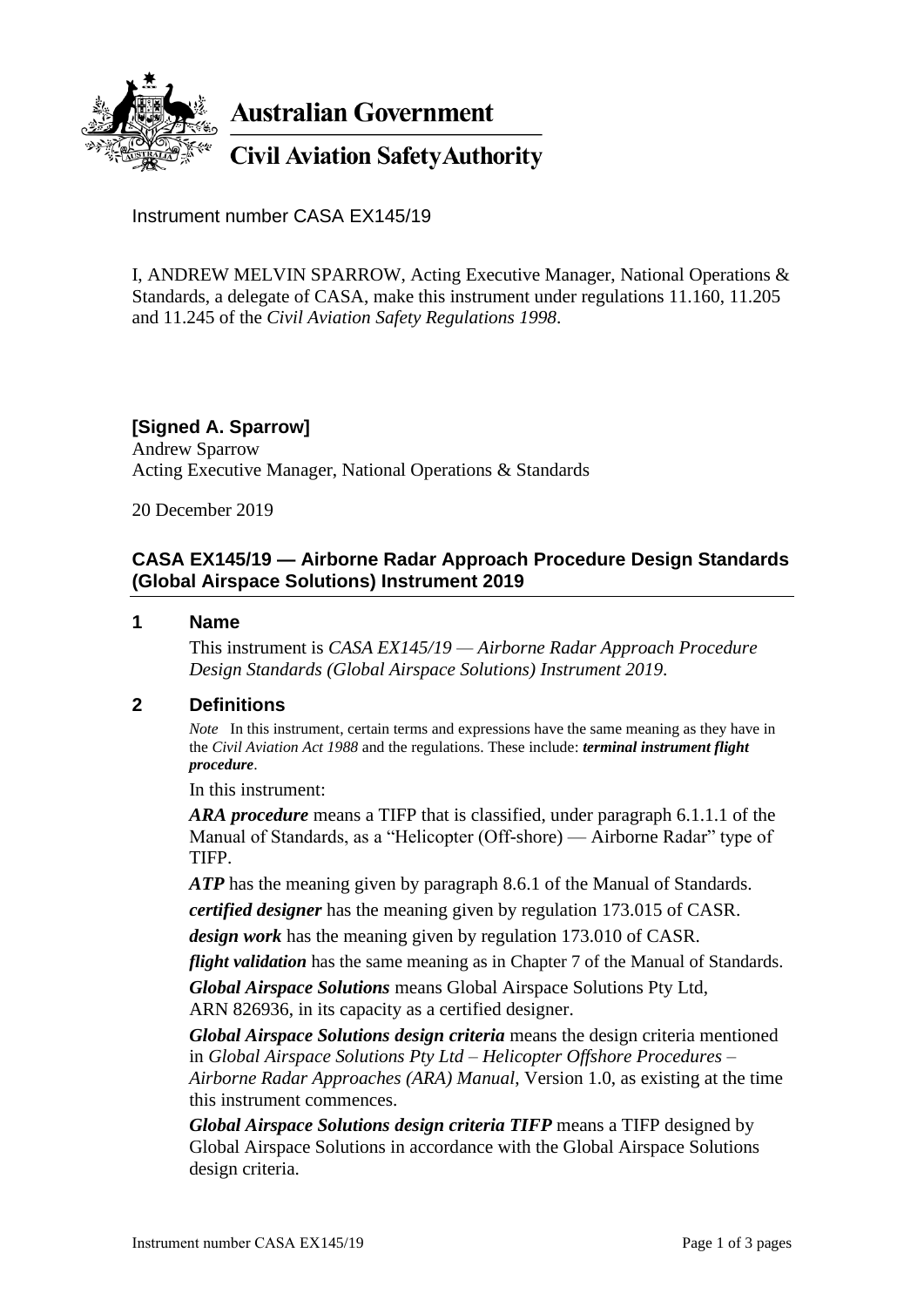**Australian Government**

**Civil Aviation Safety Authority**

Instrument number CASA EX145/19

I, ANDREW MELVIN SPARROW, Acting Executive Manager, National Operations & Standards, a delegate of CASA, make this instrument under regulations 11.160, 11.205 and 11.245 of the *Civil Aviation Safety Regulations 1998*.

**[Signed A. Sparrow]**
Andrew Sparrow
Acting Executive Manager, National Operations & Standards

20 December 2019

## CASA EX145/19 — Airborne Radar Approach Procedure Design Standards (Global Airspace Solutions) Instrument 2019

### 1 Name

This instrument is *CASA EX145/19 — Airborne Radar Approach Procedure Design Standards (Global Airspace Solutions) Instrument 2019*.

### 2 Definitions

*Note* In this instrument, certain terms and expressions have the same meaning as they have in the *Civil Aviation Act 1988* and the regulations. These include: ***terminal instrument flight procedure***.

In this instrument:

***ARA procedure*** means a TIFP that is classified, under paragraph 6.1.1.1 of the Manual of Standards, as a "Helicopter (Off-shore) — Airborne Radar" type of TIFP.

***ATP*** has the meaning given by paragraph 8.6.1 of the Manual of Standards.

***certified designer*** has the meaning given by regulation 173.015 of CASR.

***design work*** has the meaning given by regulation 173.010 of CASR.

***flight validation*** has the same meaning as in Chapter 7 of the Manual of Standards.

***Global Airspace Solutions*** means Global Airspace Solutions Pty Ltd, ARN 826936, in its capacity as a certified designer.

***Global Airspace Solutions design criteria*** means the design criteria mentioned in *Global Airspace Solutions Pty Ltd – Helicopter Offshore Procedures – Airborne Radar Approaches (ARA) Manual*, Version 1.0, as existing at the time this instrument commences.

***Global Airspace Solutions design criteria TIFP*** means a TIFP designed by Global Airspace Solutions in accordance with the Global Airspace Solutions design criteria.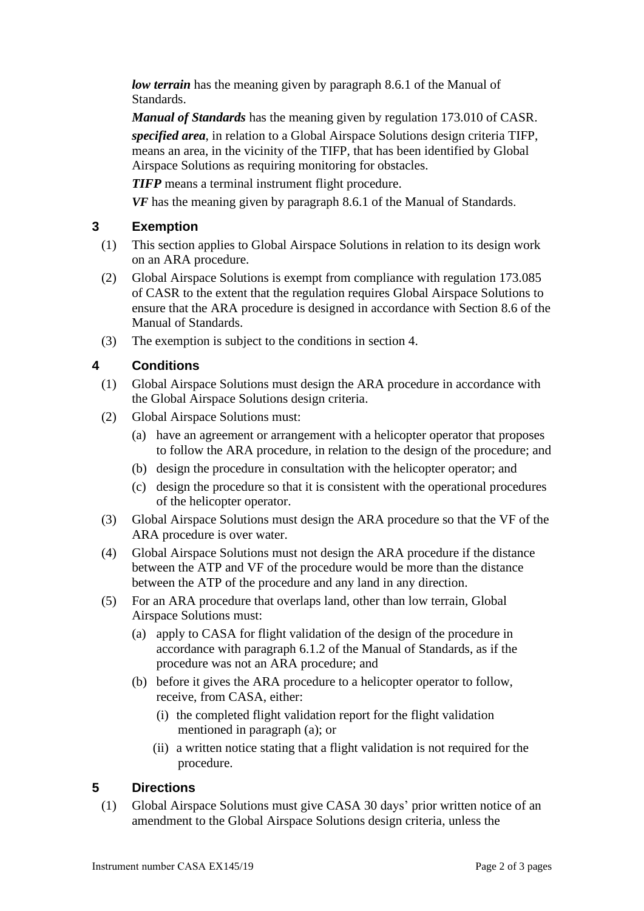***low terrain*** has the meaning given by paragraph 8.6.1 of the Manual of Standards.

***Manual of Standards*** has the meaning given by regulation 173.010 of CASR.

***specified area***, in relation to a Global Airspace Solutions design criteria TIFP, means an area, in the vicinity of the TIFP, that has been identified by Global Airspace Solutions as requiring monitoring for obstacles.

***TIFP*** means a terminal instrument flight procedure.

***VF*** has the meaning given by paragraph 8.6.1 of the Manual of Standards.

## 3 Exemption

(1) This section applies to Global Airspace Solutions in relation to its design work on an ARA procedure.

(2) Global Airspace Solutions is exempt from compliance with regulation 173.085 of CASR to the extent that the regulation requires Global Airspace Solutions to ensure that the ARA procedure is designed in accordance with Section 8.6 of the Manual of Standards.

(3) The exemption is subject to the conditions in section 4.

## 4 Conditions

(1) Global Airspace Solutions must design the ARA procedure in accordance with the Global Airspace Solutions design criteria.

(2) Global Airspace Solutions must:

- (a) have an agreement or arrangement with a helicopter operator that proposes to follow the ARA procedure, in relation to the design of the procedure; and
- (b) design the procedure in consultation with the helicopter operator; and
- (c) design the procedure so that it is consistent with the operational procedures of the helicopter operator.

(3) Global Airspace Solutions must design the ARA procedure so that the VF of the ARA procedure is over water.

(4) Global Airspace Solutions must not design the ARA procedure if the distance between the ATP and VF of the procedure would be more than the distance between the ATP of the procedure and any land in any direction.

(5) For an ARA procedure that overlaps land, other than low terrain, Global Airspace Solutions must:

- (a) apply to CASA for flight validation of the design of the procedure in accordance with paragraph 6.1.2 of the Manual of Standards, as if the procedure was not an ARA procedure; and
- (b) before it gives the ARA procedure to a helicopter operator to follow, receive, from CASA, either:
  - (i) the completed flight validation report for the flight validation mentioned in paragraph (a); or
  - (ii) a written notice stating that a flight validation is not required for the procedure.

## 5 Directions

(1) Global Airspace Solutions must give CASA 30 days' prior written notice of an amendment to the Global Airspace Solutions design criteria, unless the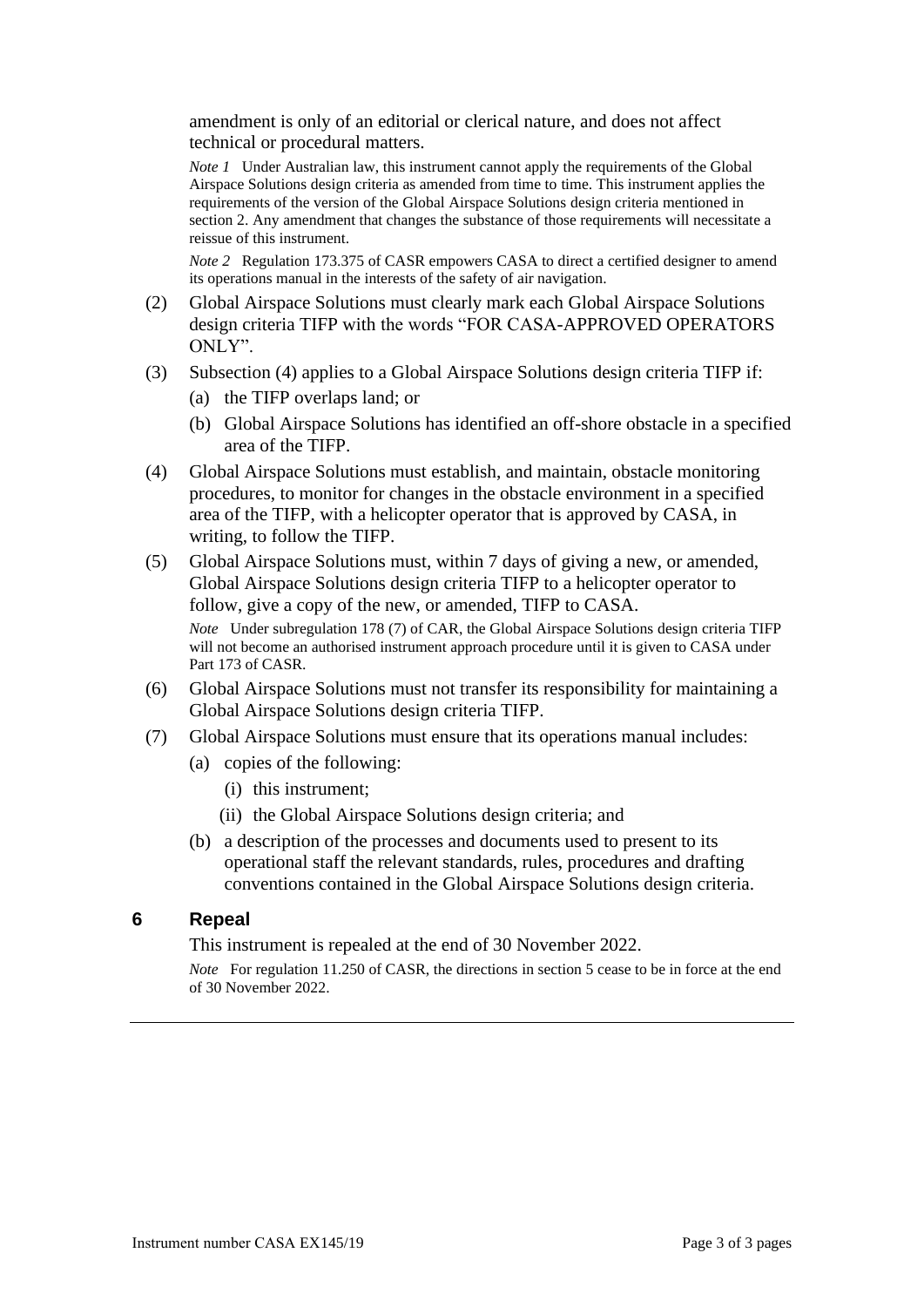amendment is only of an editorial or clerical nature, and does not affect technical or procedural matters.

*Note 1* Under Australian law, this instrument cannot apply the requirements of the Global Airspace Solutions design criteria as amended from time to time. This instrument applies the requirements of the version of the Global Airspace Solutions design criteria mentioned in section 2. Any amendment that changes the substance of those requirements will necessitate a reissue of this instrument.

*Note 2* Regulation 173.375 of CASR empowers CASA to direct a certified designer to amend its operations manual in the interests of the safety of air navigation.

(2) Global Airspace Solutions must clearly mark each Global Airspace Solutions design criteria TIFP with the words "FOR CASA-APPROVED OPERATORS ONLY".

(3) Subsection (4) applies to a Global Airspace Solutions design criteria TIFP if:

(a) the TIFP overlaps land; or

(b) Global Airspace Solutions has identified an off-shore obstacle in a specified area of the TIFP.

(4) Global Airspace Solutions must establish, and maintain, obstacle monitoring procedures, to monitor for changes in the obstacle environment in a specified area of the TIFP, with a helicopter operator that is approved by CASA, in writing, to follow the TIFP.

(5) Global Airspace Solutions must, within 7 days of giving a new, or amended, Global Airspace Solutions design criteria TIFP to a helicopter operator to follow, give a copy of the new, or amended, TIFP to CASA.

*Note* Under subregulation 178 (7) of CAR, the Global Airspace Solutions design criteria TIFP will not become an authorised instrument approach procedure until it is given to CASA under Part 173 of CASR.

(6) Global Airspace Solutions must not transfer its responsibility for maintaining a Global Airspace Solutions design criteria TIFP.

(7) Global Airspace Solutions must ensure that its operations manual includes:

(a) copies of the following:

(i) this instrument;

(ii) the Global Airspace Solutions design criteria; and

(b) a description of the processes and documents used to present to its operational staff the relevant standards, rules, procedures and drafting conventions contained in the Global Airspace Solutions design criteria.

## 6 Repeal

This instrument is repealed at the end of 30 November 2022.

*Note* For regulation 11.250 of CASR, the directions in section 5 cease to be in force at the end of 30 November 2022.